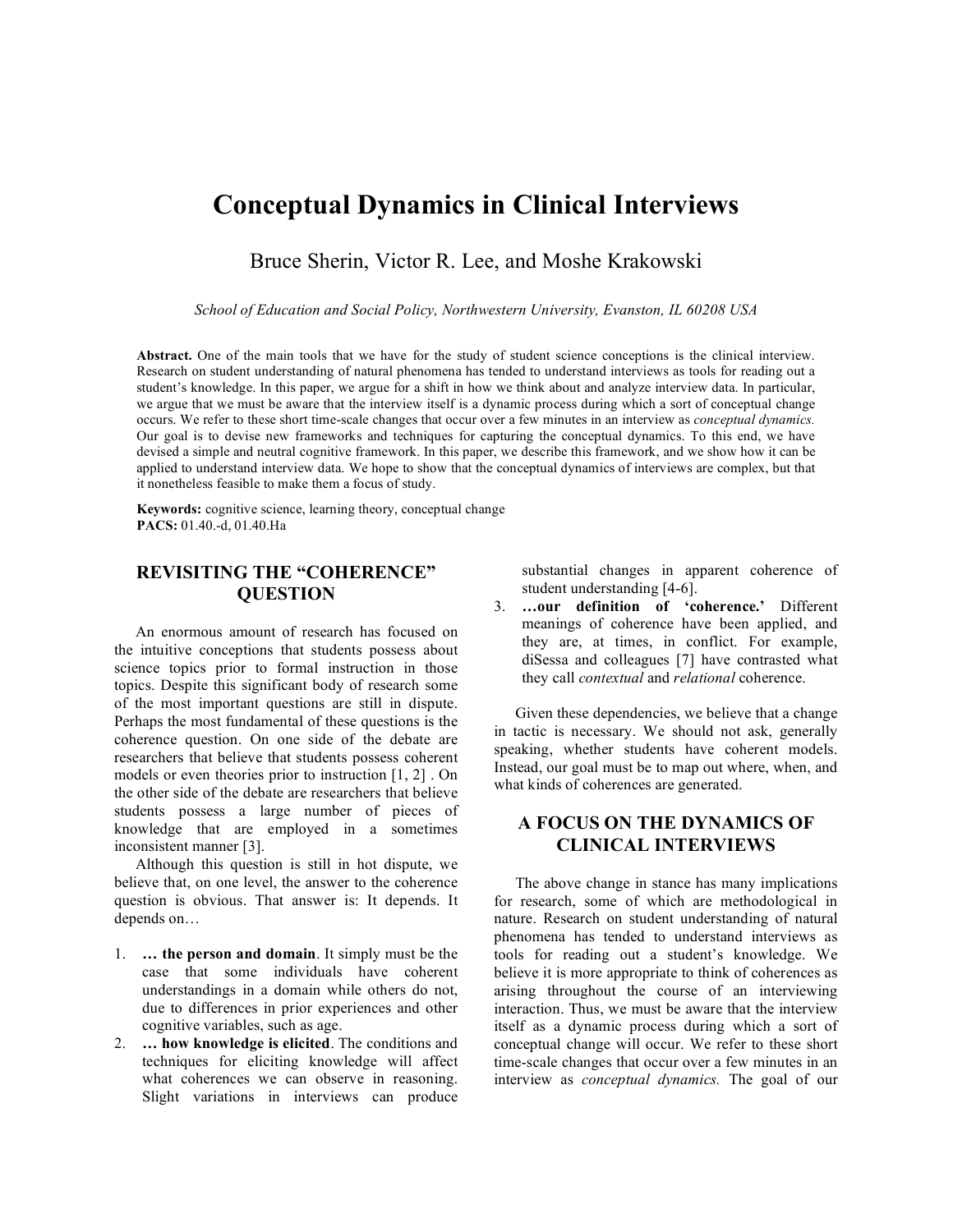# Conceptual Dynamics in Clinical Interviews

Bruce Sherin, Victor R. Lee, and Moshe Krakowski

*School of Education and Social Policy, Northwestern University, Evanston, IL 60208 USA*

**Abstract.** One of the main tools that we have for the study of student science conceptions is the clinical interview. Research on student understanding of natural phenomena has tended to understand interviews as tools for reading out a student's knowledge. In this paper, we argue for a shift in how we think about and analyze interview data. In particular, we argue that we must be aware that the interview itself is a dynamic process during which a sort of conceptual change occurs. We refer to these short time-scale changes that occur over a few minutes in an interview as *conceptual dynamics.* Our goal is to devise new frameworks and techniques for capturing the conceptual dynamics. To this end, we have devised a simple and neutral cognitive framework. In this paper, we describe this framework, and we show how it can be applied to understand interview data. We hope to show that the conceptual dynamics of interviews are complex, but that it nonetheless feasible to make them a focus of study.

**Keywords:** cognitive science, learning theory, conceptual change
**PACS:** 01.40.-d, 01.40.Ha

## REVISITING THE "COHERENCE" QUESTION

An enormous amount of research has focused on the intuitive conceptions that students possess about science topics prior to formal instruction in those topics. Despite this significant body of research some of the most important questions are still in dispute. Perhaps the most fundamental of these questions is the coherence question. On one side of the debate are researchers that believe that students possess coherent models or even theories prior to instruction [1, 2] . On the other side of the debate are researchers that believe students possess a large number of pieces of knowledge that are employed in a sometimes inconsistent manner [3].

Although this question is still in hot dispute, we believe that, on one level, the answer to the coherence question is obvious. That answer is: It depends. It depends on…

1. **… the person and domain**. It simply must be the case that some individuals have coherent understandings in a domain while others do not, due to differences in prior experiences and other cognitive variables, such as age.
2. **… how knowledge is elicited**. The conditions and techniques for eliciting knowledge will affect what coherences we can observe in reasoning. Slight variations in interviews can produce substantial changes in apparent coherence of student understanding [4-6].
3. **…our definition of 'coherence.'** Different meanings of coherence have been applied, and they are, at times, in conflict. For example, diSessa and colleagues [7] have contrasted what they call *contextual* and *relational* coherence.

Given these dependencies, we believe that a change in tactic is necessary. We should not ask, generally speaking, whether students have coherent models. Instead, our goal must be to map out where, when, and what kinds of coherences are generated.

## A FOCUS ON THE DYNAMICS OF CLINICAL INTERVIEWS

The above change in stance has many implications for research, some of which are methodological in nature. Research on student understanding of natural phenomena has tended to understand interviews as tools for reading out a student's knowledge. We believe it is more appropriate to think of coherences as arising throughout the course of an interviewing interaction. Thus, we must be aware that the interview itself as a dynamic process during which a sort of conceptual change will occur. We refer to these short time-scale changes that occur over a few minutes in an interview as *conceptual dynamics.* The goal of our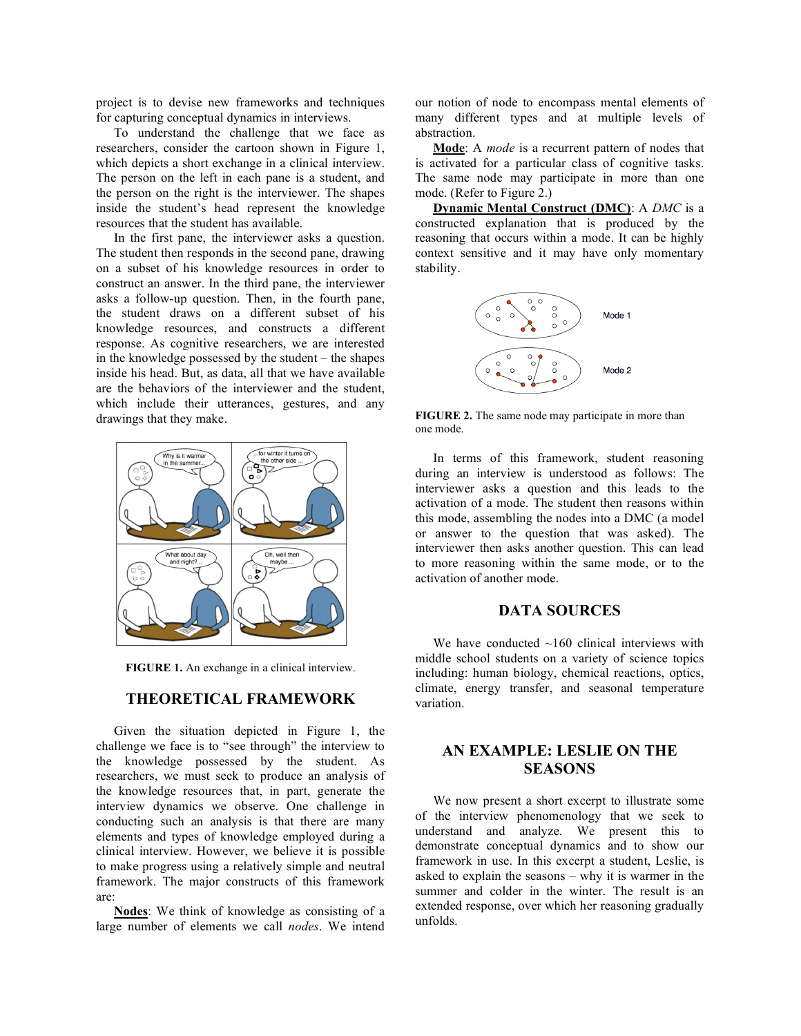project is to devise new frameworks and techniques for capturing conceptual dynamics in interviews.

To understand the challenge that we face as researchers, consider the cartoon shown in Figure 1, which depicts a short exchange in a clinical interview. The person on the left in each pane is a student, and the person on the right is the interviewer. The shapes inside the student's head represent the knowledge resources that the student has available.

In the first pane, the interviewer asks a question. The student then responds in the second pane, drawing on a subset of his knowledge resources in order to construct an answer. In the third pane, the interviewer asks a follow-up question. Then, in the fourth pane, the student draws on a different subset of his knowledge resources, and constructs a different response. As cognitive researchers, we are interested in the knowledge possessed by the student – the shapes inside his head. But, as data, all that we have available are the behaviors of the interviewer and the student, which include their utterances, gestures, and any drawings that they make.

Why is it warmer in the summer...

...for winter it turns on the other side ...

What about day and night?...

Oh, well then maybe ...

**FIGURE 1.** An exchange in a clinical interview.

## THEORETICAL FRAMEWORK

Given the situation depicted in Figure 1, the challenge we face is to "see through" the interview to the knowledge possessed by the student. As researchers, we must seek to produce an analysis of the knowledge resources that, in part, generate the interview dynamics we observe. One challenge in conducting such an analysis is that there are many elements and types of knowledge employed during a clinical interview. However, we believe it is possible to make progress using a relatively simple and neutral framework. The major constructs of this framework are:

**Nodes**: We think of knowledge as consisting of a large number of elements we call *nodes*. We intend our notion of node to encompass mental elements of many different types and at multiple levels of abstraction.

**Mode**: A *mode* is a recurrent pattern of nodes that is activated for a particular class of cognitive tasks. The same node may participate in more than one mode. (Refer to Figure 2.)

**Dynamic Mental Construct (DMC)**: A *DMC* is a constructed explanation that is produced by the reasoning that occurs within a mode. It can be highly context sensitive and it may have only momentary stability.

Mode 1

Mode 2

**FIGURE 2.** The same node may participate in more than one mode.

In terms of this framework, student reasoning during an interview is understood as follows: The interviewer asks a question and this leads to the activation of a mode. The student then reasons within this mode, assembling the nodes into a DMC (a model or answer to the question that was asked). The interviewer then asks another question. This can lead to more reasoning within the same mode, or to the activation of another mode.

## DATA SOURCES

We have conducted ~160 clinical interviews with middle school students on a variety of science topics including: human biology, chemical reactions, optics, climate, energy transfer, and seasonal temperature variation.

## AN EXAMPLE: LESLIE ON THE SEASONS

We now present a short excerpt to illustrate some of the interview phenomenology that we seek to understand and analyze. We present this to demonstrate conceptual dynamics and to show our framework in use. In this excerpt a student, Leslie, is asked to explain the seasons – why it is warmer in the summer and colder in the winter. The result is an extended response, over which her reasoning gradually unfolds.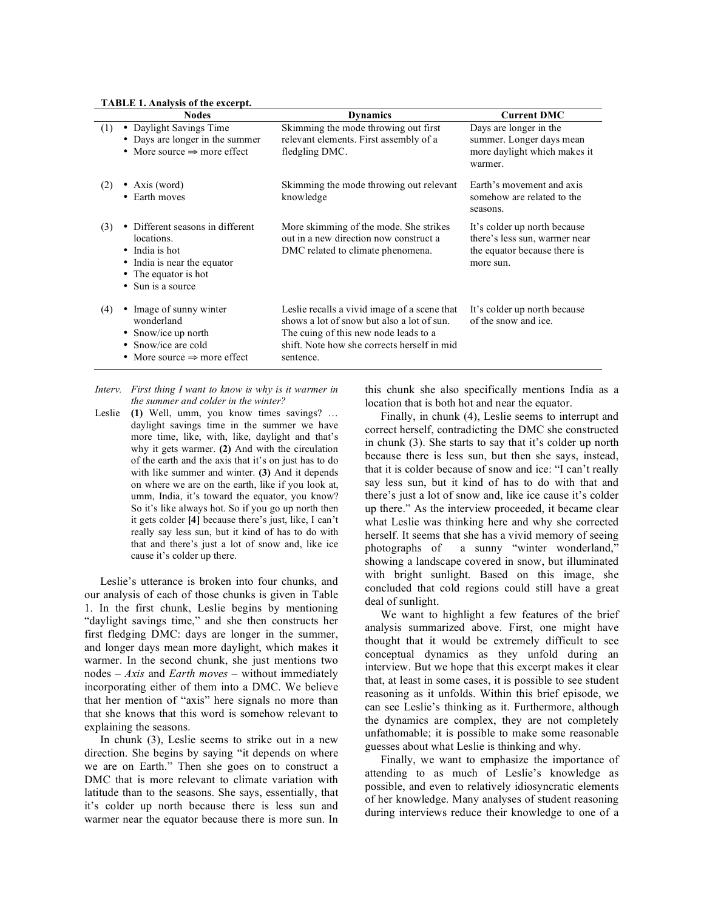**TABLE 1. Analysis of the excerpt.**

| | Nodes | Dynamics | Current DMC |
|---|---|---|---|
| (1) | • Daylight Savings Time<br>• Days are longer in the summer<br>• More source ⇒ more effect | Skimming the mode throwing out first relevant elements. First assembly of a fledgling DMC. | Days are longer in the summer. Longer days mean more daylight which makes it warmer. |
| (2) | • Axis (word)<br>• Earth moves | Skimming the mode throwing out relevant knowledge | Earth's movement and axis somehow are related to the seasons. |
| (3) | • Different seasons in different locations.<br>• India is hot<br>• India is near the equator<br>• The equator is hot<br>• Sun is a source | More skimming of the mode. She strikes out in a new direction now construct a DMC related to climate phenomena. | It's colder up north because there's less sun, warmer near the equator because there is more sun. |
| (4) | • Image of sunny winter wonderland<br>• Snow/ice up north<br>• Snow/ice are cold<br>• More source ⇒ more effect | Leslie recalls a vivid image of a scene that shows a lot of snow but also a lot of sun. The cuing of this new node leads to a shift. Note how she corrects herself in mid sentence. | It's colder up north because of the snow and ice. |

*Interv.* *First thing I want to know is why is it warmer in the summer and colder in the winter?*

Leslie **(1)** Well, umm, you know times savings? … daylight savings time in the summer we have more time, like, with, like, daylight and that's why it gets warmer. **(2)** And with the circulation of the earth and the axis that it's on just has to do with like summer and winter. **(3)** And it depends on where we are on the earth, like if you look at, umm, India, it's toward the equator, you know? So it's like always hot. So if you go up north then it gets colder **[4]** because there's just, like, I can't really say less sun, but it kind of has to do with that and there's just a lot of snow and, like ice cause it's colder up there.

Leslie's utterance is broken into four chunks, and our analysis of each of those chunks is given in Table 1. In the first chunk, Leslie begins by mentioning "daylight savings time," and she then constructs her first fledging DMC: days are longer in the summer, and longer days mean more daylight, which makes it warmer. In the second chunk, she just mentions two nodes – *Axis* and *Earth moves* – without immediately incorporating either of them into a DMC. We believe that her mention of "axis" here signals no more than that she knows that this word is somehow relevant to explaining the seasons.

In chunk (3), Leslie seems to strike out in a new direction. She begins by saying "it depends on where we are on Earth." Then she goes on to construct a DMC that is more relevant to climate variation with latitude than to the seasons. She says, essentially, that it's colder up north because there is less sun and warmer near the equator because there is more sun. In this chunk she also specifically mentions India as a location that is both hot and near the equator.

Finally, in chunk (4), Leslie seems to interrupt and correct herself, contradicting the DMC she constructed in chunk (3). She starts to say that it's colder up north because there is less sun, but then she says, instead, that it is colder because of snow and ice: "I can't really say less sun, but it kind of has to do with that and there's just a lot of snow and, like ice cause it's colder up there." As the interview proceeded, it became clear what Leslie was thinking here and why she corrected herself. It seems that she has a vivid memory of seeing photographs of a sunny "winter wonderland," showing a landscape covered in snow, but illuminated with bright sunlight. Based on this image, she concluded that cold regions could still have a great deal of sunlight.

We want to highlight a few features of the brief analysis summarized above. First, one might have thought that it would be extremely difficult to see conceptual dynamics as they unfold during an interview. But we hope that this excerpt makes it clear that, at least in some cases, it is possible to see student reasoning as it unfolds. Within this brief episode, we can see Leslie's thinking as it. Furthermore, although the dynamics are complex, they are not completely unfathomable; it is possible to make some reasonable guesses about what Leslie is thinking and why.

Finally, we want to emphasize the importance of attending to as much of Leslie's knowledge as possible, and even to relatively idiosyncratic elements of her knowledge. Many analyses of student reasoning during interviews reduce their knowledge to one of a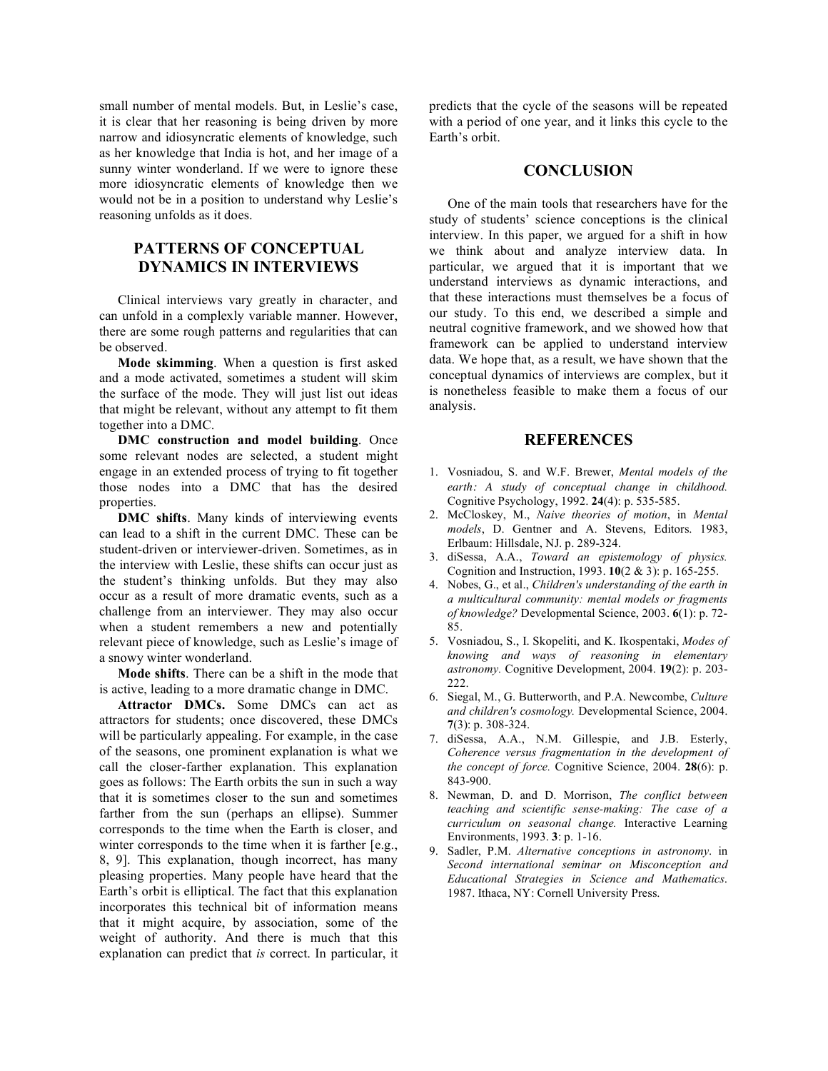small number of mental models. But, in Leslie's case, it is clear that her reasoning is being driven by more narrow and idiosyncratic elements of knowledge, such as her knowledge that India is hot, and her image of a sunny winter wonderland. If we were to ignore these more idiosyncratic elements of knowledge then we would not be in a position to understand why Leslie's reasoning unfolds as it does.

## PATTERNS OF CONCEPTUAL DYNAMICS IN INTERVIEWS

Clinical interviews vary greatly in character, and can unfold in a complexly variable manner. However, there are some rough patterns and regularities that can be observed.

**Mode skimming**. When a question is first asked and a mode activated, sometimes a student will skim the surface of the mode. They will just list out ideas that might be relevant, without any attempt to fit them together into a DMC.

**DMC construction and model building**. Once some relevant nodes are selected, a student might engage in an extended process of trying to fit together those nodes into a DMC that has the desired properties.

**DMC shifts**. Many kinds of interviewing events can lead to a shift in the current DMC. These can be student-driven or interviewer-driven. Sometimes, as in the interview with Leslie, these shifts can occur just as the student's thinking unfolds. But they may also occur as a result of more dramatic events, such as a challenge from an interviewer. They may also occur when a student remembers a new and potentially relevant piece of knowledge, such as Leslie's image of a snowy winter wonderland.

**Mode shifts**. There can be a shift in the mode that is active, leading to a more dramatic change in DMC.

**Attractor DMCs.** Some DMCs can act as attractors for students; once discovered, these DMCs will be particularly appealing. For example, in the case of the seasons, one prominent explanation is what we call the closer-farther explanation. This explanation goes as follows: The Earth orbits the sun in such a way that it is sometimes closer to the sun and sometimes farther from the sun (perhaps an ellipse). Summer corresponds to the time when the Earth is closer, and winter corresponds to the time when it is farther [e.g., 8, 9]. This explanation, though incorrect, has many pleasing properties. Many people have heard that the Earth's orbit is elliptical. The fact that this explanation incorporates this technical bit of information means that it might acquire, by association, some of the weight of authority. And there is much that this explanation can predict that *is* correct. In particular, it predicts that the cycle of the seasons will be repeated with a period of one year, and it links this cycle to the Earth's orbit.

## CONCLUSION

One of the main tools that researchers have for the study of students' science conceptions is the clinical interview. In this paper, we argued for a shift in how we think about and analyze interview data. In particular, we argued that it is important that we understand interviews as dynamic interactions, and that these interactions must themselves be a focus of our study. To this end, we described a simple and neutral cognitive framework, and we showed how that framework can be applied to understand interview data. We hope that, as a result, we have shown that the conceptual dynamics of interviews are complex, but it is nonetheless feasible to make them a focus of our analysis.

## REFERENCES

1. Vosniadou, S. and W.F. Brewer, *Mental models of the earth: A study of conceptual change in childhood.* Cognitive Psychology, 1992. **24**(4): p. 535-585.
2. McCloskey, M., *Naive theories of motion*, in *Mental models*, D. Gentner and A. Stevens, Editors. 1983, Erlbaum: Hillsdale, NJ. p. 289-324.
3. diSessa, A.A., *Toward an epistemology of physics.* Cognition and Instruction, 1993. **10**(2 & 3): p. 165-255.
4. Nobes, G., et al., *Children's understanding of the earth in a multicultural community: mental models or fragments of knowledge?* Developmental Science, 2003. **6**(1): p. 72-85.
5. Vosniadou, S., I. Skopeliti, and K. Ikospentaki, *Modes of knowing and ways of reasoning in elementary astronomy.* Cognitive Development, 2004. **19**(2): p. 203-222.
6. Siegal, M., G. Butterworth, and P.A. Newcombe, *Culture and children's cosmology.* Developmental Science, 2004. **7**(3): p. 308-324.
7. diSessa, A.A., N.M. Gillespie, and J.B. Esterly, *Coherence versus fragmentation in the development of the concept of force.* Cognitive Science, 2004. **28**(6): p. 843-900.
8. Newman, D. and D. Morrison, *The conflict between teaching and scientific sense-making: The case of a curriculum on seasonal change.* Interactive Learning Environments, 1993. **3**: p. 1-16.
9. Sadler, P.M. *Alternative conceptions in astronomy*. in *Second international seminar on Misconception and Educational Strategies in Science and Mathematics*. 1987. Ithaca, NY: Cornell University Press.